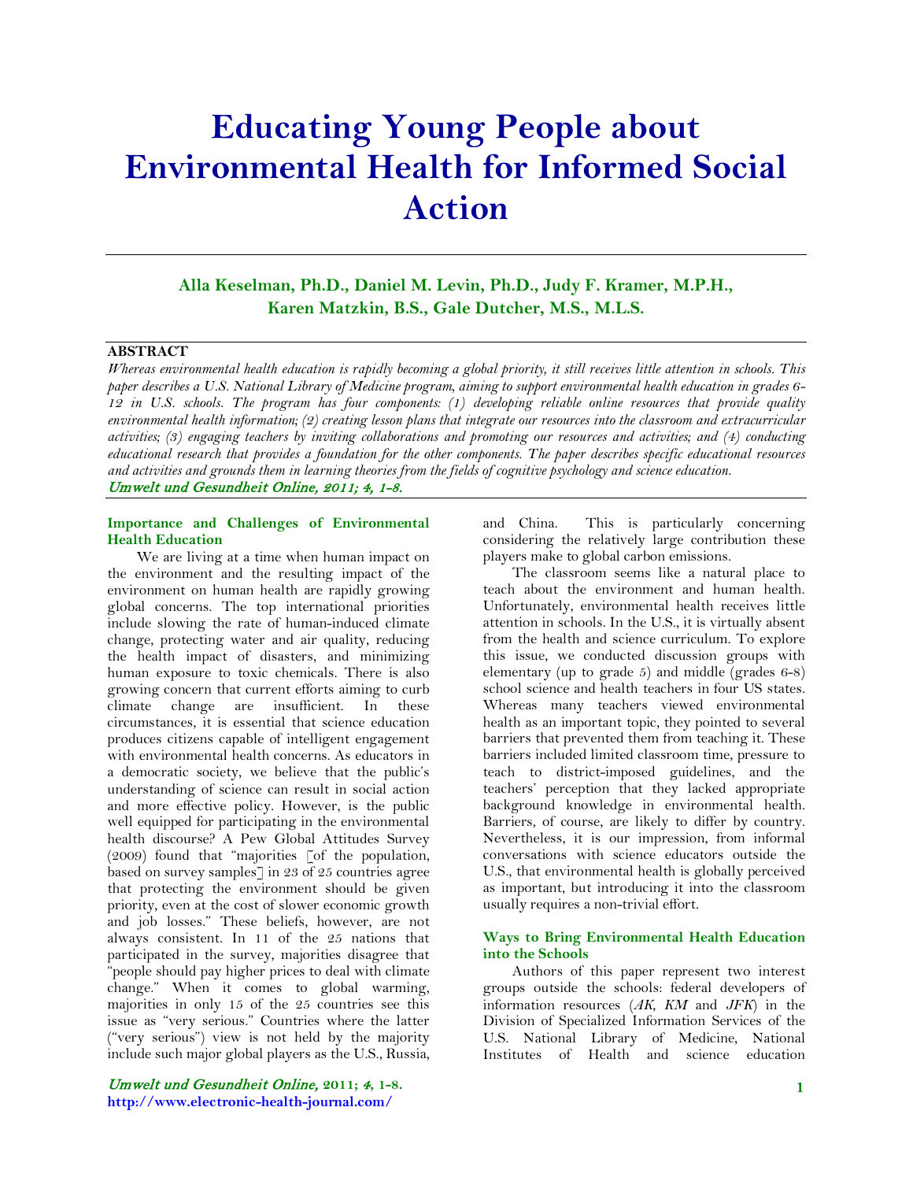# Educating Young People about Environmental Health for Informed Social Action

**Alla Keselman, Ph.D., Daniel M. Levin, Ph.D., Judy F. Kramer, M.P.H., Karen Matzkin, B.S., Gale Dutcher, M.S., M.L.S.**

**ABSTRACT**

*Whereas environmental health education is rapidly becoming a global priority, it still receives little attention in schools. This paper describes a U.S. National Library of Medicine program, aiming to support environmental health education in grades 6-12 in U.S. schools. The program has four components: (1) developing reliable online resources that provide quality environmental health information; (2) creating lesson plans that integrate our resources into the classroom and extracurricular activities; (3) engaging teachers by inviting collaborations and promoting our resources and activities; and (4) conducting educational research that provides a foundation for the other components. The paper describes specific educational resources and activities and grounds them in learning theories from the fields of cognitive psychology and science education.*

*Umwelt und Gesundheit Online, 2011; 4, 1-8.*

## Importance and Challenges of Environmental Health Education

We are living at a time when human impact on the environment and the resulting impact of the environment on human health are rapidly growing global concerns. The top international priorities include slowing the rate of human-induced climate change, protecting water and air quality, reducing the health impact of disasters, and minimizing human exposure to toxic chemicals. There is also growing concern that current efforts aiming to curb climate change are insufficient. In these circumstances, it is essential that science education produces citizens capable of intelligent engagement with environmental health concerns. As educators in a democratic society, we believe that the public's understanding of science can result in social action and more effective policy. However, is the public well equipped for participating in the environmental health discourse? A Pew Global Attitudes Survey (2009) found that "majorities [of the population, based on survey samples] in 23 of 25 countries agree that protecting the environment should be given priority, even at the cost of slower economic growth and job losses." These beliefs, however, are not always consistent. In 11 of the 25 nations that participated in the survey, majorities disagree that "people should pay higher prices to deal with climate change." When it comes to global warming, majorities in only 15 of the 25 countries see this issue as "very serious." Countries where the latter ("very serious") view is not held by the majority include such major global players as the U.S., Russia, and China. This is particularly concerning considering the relatively large contribution these players make to global carbon emissions.

The classroom seems like a natural place to teach about the environment and human health. Unfortunately, environmental health receives little attention in schools. In the U.S., it is virtually absent from the health and science curriculum. To explore this issue, we conducted discussion groups with elementary (up to grade 5) and middle (grades 6-8) school science and health teachers in four US states. Whereas many teachers viewed environmental health as an important topic, they pointed to several barriers that prevented them from teaching it. These barriers included limited classroom time, pressure to teach to district-imposed guidelines, and the teachers' perception that they lacked appropriate background knowledge in environmental health. Barriers, of course, are likely to differ by country. Nevertheless, it is our impression, from informal conversations with science educators outside the U.S., that environmental health is globally perceived as important, but introducing it into the classroom usually requires a non-trivial effort.

## Ways to Bring Environmental Health Education into the Schools

Authors of this paper represent two interest groups outside the schools: federal developers of information resources (*AK*, *KM* and *JFK*) in the Division of Specialized Information Services of the U.S. National Library of Medicine, National Institutes of Health and science education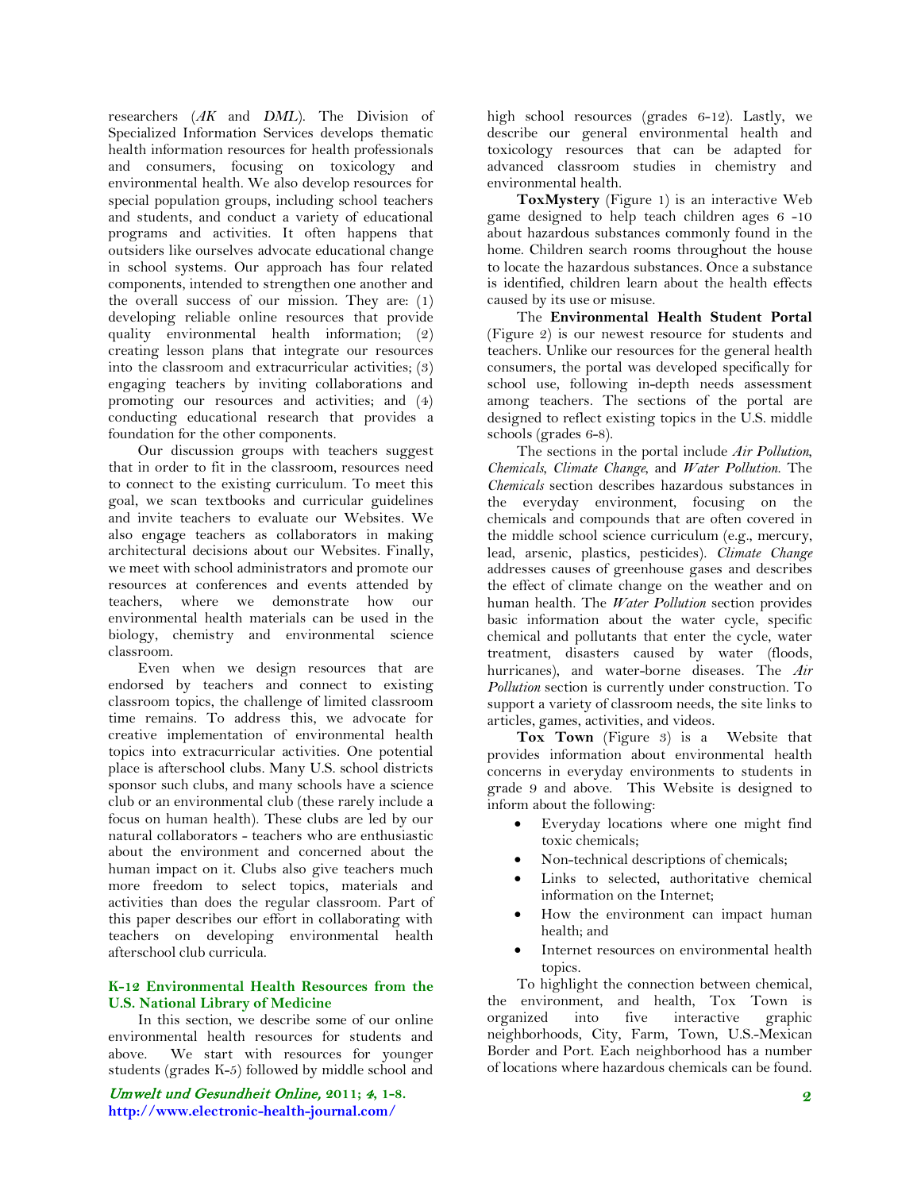researchers (*AK* and *DML*). The Division of Specialized Information Services develops thematic health information resources for health professionals and consumers, focusing on toxicology and environmental health. We also develop resources for special population groups, including school teachers and students, and conduct a variety of educational programs and activities. It often happens that outsiders like ourselves advocate educational change in school systems. Our approach has four related components, intended to strengthen one another and the overall success of our mission. They are: (1) developing reliable online resources that provide quality environmental health information; (2) creating lesson plans that integrate our resources into the classroom and extracurricular activities; (3) engaging teachers by inviting collaborations and promoting our resources and activities; and (4) conducting educational research that provides a foundation for the other components.

Our discussion groups with teachers suggest that in order to fit in the classroom, resources need to connect to the existing curriculum. To meet this goal, we scan textbooks and curricular guidelines and invite teachers to evaluate our Websites. We also engage teachers as collaborators in making architectural decisions about our Websites. Finally, we meet with school administrators and promote our resources at conferences and events attended by teachers, where we demonstrate how our environmental health materials can be used in the biology, chemistry and environmental science classroom.

Even when we design resources that are endorsed by teachers and connect to existing classroom topics, the challenge of limited classroom time remains. To address this, we advocate for creative implementation of environmental health topics into extracurricular activities. One potential place is afterschool clubs. Many U.S. school districts sponsor such clubs, and many schools have a science club or an environmental club (these rarely include a focus on human health). These clubs are led by our natural collaborators - teachers who are enthusiastic about the environment and concerned about the human impact on it. Clubs also give teachers much more freedom to select topics, materials and activities than does the regular classroom. Part of this paper describes our effort in collaborating with teachers on developing environmental health afterschool club curricula.

## K-12 Environmental Health Resources from the U.S. National Library of Medicine

In this section, we describe some of our online environmental health resources for students and above. We start with resources for younger students (grades K-5) followed by middle school and high school resources (grades 6-12). Lastly, we describe our general environmental health and toxicology resources that can be adapted for advanced classroom studies in chemistry and environmental health.

**ToxMystery** (Figure 1) is an interactive Web game designed to help teach children ages 6 -10 about hazardous substances commonly found in the home. Children search rooms throughout the house to locate the hazardous substances. Once a substance is identified, children learn about the health effects caused by its use or misuse.

The **Environmental Health Student Portal** (Figure 2) is our newest resource for students and teachers. Unlike our resources for the general health consumers, the portal was developed specifically for school use, following in-depth needs assessment among teachers. The sections of the portal are designed to reflect existing topics in the U.S. middle schools (grades 6-8).

The sections in the portal include *Air Pollution*, *Chemicals*, *Climate Change*, and *Water Pollution*. The *Chemicals* section describes hazardous substances in the everyday environment, focusing on the chemicals and compounds that are often covered in the middle school science curriculum (e.g., mercury, lead, arsenic, plastics, pesticides). *Climate Change* addresses causes of greenhouse gases and describes the effect of climate change on the weather and on human health. The *Water Pollution* section provides basic information about the water cycle, specific chemical and pollutants that enter the cycle, water treatment, disasters caused by water (floods, hurricanes), and water-borne diseases. The *Air Pollution* section is currently under construction. To support a variety of classroom needs, the site links to articles, games, activities, and videos.

**Tox Town** (Figure 3) is a Website that provides information about environmental health concerns in everyday environments to students in grade 9 and above. This Website is designed to inform about the following:

- Everyday locations where one might find toxic chemicals;
- Non-technical descriptions of chemicals;
- Links to selected, authoritative chemical information on the Internet;
- How the environment can impact human health; and
- Internet resources on environmental health topics.

To highlight the connection between chemical, the environment, and health, Tox Town is organized into five interactive graphic neighborhoods, City, Farm, Town, U.S.-Mexican Border and Port. Each neighborhood has a number of locations where hazardous chemicals can be found.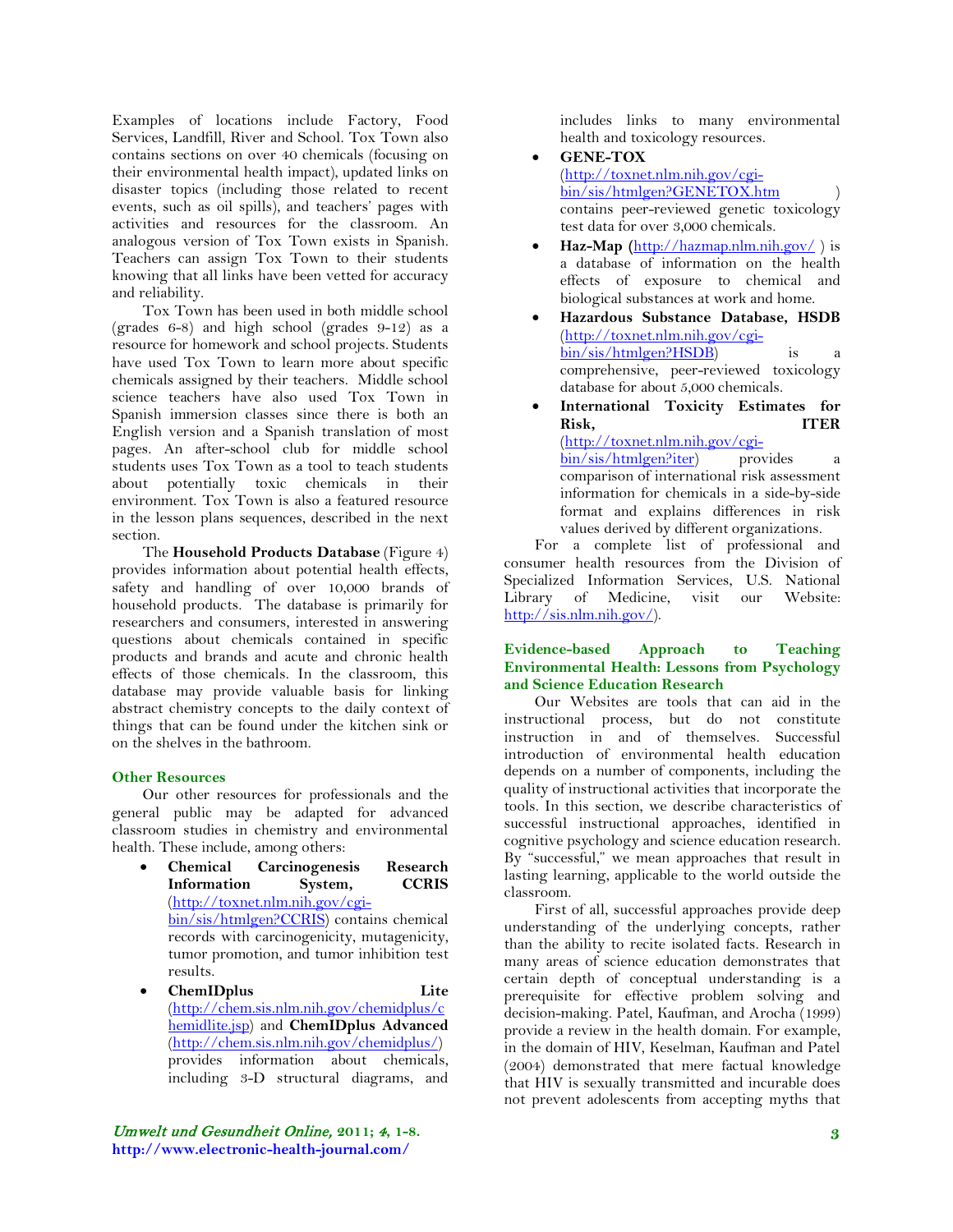Examples of locations include Factory, Food Services, Landfill, River and School. Tox Town also contains sections on over 40 chemicals (focusing on their environmental health impact), updated links on disaster topics (including those related to recent events, such as oil spills), and teachers' pages with activities and resources for the classroom. An analogous version of Tox Town exists in Spanish. Teachers can assign Tox Town to their students knowing that all links have been vetted for accuracy and reliability.

Tox Town has been used in both middle school (grades 6-8) and high school (grades 9-12) as a resource for homework and school projects. Students have used Tox Town to learn more about specific chemicals assigned by their teachers. Middle school science teachers have also used Tox Town in Spanish immersion classes since there is both an English version and a Spanish translation of most pages. An after-school club for middle school students uses Tox Town as a tool to teach students about potentially toxic chemicals in their environment. Tox Town is also a featured resource in the lesson plans sequences, described in the next section.

The **Household Products Database** (Figure 4) provides information about potential health effects, safety and handling of over 10,000 brands of household products. The database is primarily for researchers and consumers, interested in answering questions about chemicals contained in specific products and brands and acute and chronic health effects of those chemicals. In the classroom, this database may provide valuable basis for linking abstract chemistry concepts to the daily context of things that can be found under the kitchen sink or on the shelves in the bathroom.

### Other Resources

Our other resources for professionals and the general public may be adapted for advanced classroom studies in chemistry and environmental health. These include, among others:

- **Chemical Carcinogenesis Research Information System, CCRIS** (http://toxnet.nlm.nih.gov/cgi-bin/sis/htmlgen?CCRIS) contains chemical records with carcinogenicity, mutagenicity, tumor promotion, and tumor inhibition test results.
- **ChemIDplus Lite** (http://chem.sis.nlm.nih.gov/chemidplus/chemidlite.jsp) and **ChemIDplus Advanced** (http://chem.sis.nlm.nih.gov/chemidplus/) provides information about chemicals, including 3-D structural diagrams, and includes links to many environmental health and toxicology resources.
- **GENE-TOX** (http://toxnet.nlm.nih.gov/cgi-bin/sis/htmlgen?GENETOX.htm) contains peer-reviewed genetic toxicology test data for over 3,000 chemicals.
- **Haz-Map** (http://hazmap.nlm.nih.gov/ ) is a database of information on the health effects of exposure to chemical and biological substances at work and home.
- **Hazardous Substance Database, HSDB** (http://toxnet.nlm.nih.gov/cgi-bin/sis/htmlgen?HSDB) is a comprehensive, peer-reviewed toxicology database for about 5,000 chemicals.
- **International Toxicity Estimates for Risk, ITER** (http://toxnet.nlm.nih.gov/cgi-bin/sis/htmlgen?iter) provides a comparison of international risk assessment information for chemicals in a side-by-side format and explains differences in risk values derived by different organizations.

For a complete list of professional and consumer health resources from the Division of Specialized Information Services, U.S. National Library of Medicine, visit our Website: http://sis.nlm.nih.gov/).

### Evidence-based Approach to Teaching Environmental Health: Lessons from Psychology and Science Education Research

Our Websites are tools that can aid in the instructional process, but do not constitute instruction in and of themselves. Successful introduction of environmental health education depends on a number of components, including the quality of instructional activities that incorporate the tools. In this section, we describe characteristics of successful instructional approaches, identified in cognitive psychology and science education research. By "successful," we mean approaches that result in lasting learning, applicable to the world outside the classroom.

First of all, successful approaches provide deep understanding of the underlying concepts, rather than the ability to recite isolated facts. Research in many areas of science education demonstrates that certain depth of conceptual understanding is a prerequisite for effective problem solving and decision-making. Patel, Kaufman, and Arocha (1999) provide a review in the health domain. For example, in the domain of HIV, Keselman, Kaufman and Patel (2004) demonstrated that mere factual knowledge that HIV is sexually transmitted and incurable does not prevent adolescents from accepting myths that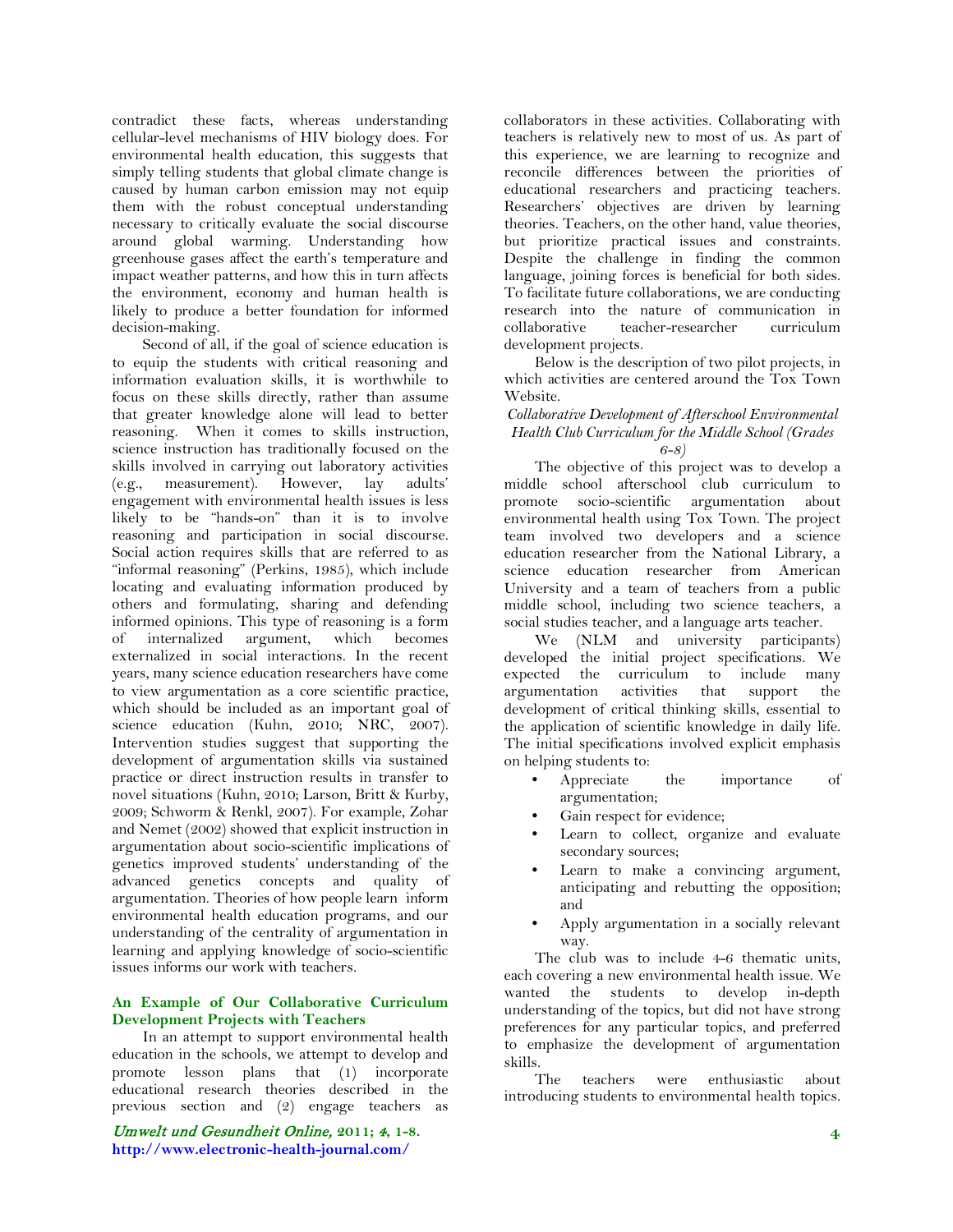contradict these facts, whereas understanding cellular-level mechanisms of HIV biology does. For environmental health education, this suggests that simply telling students that global climate change is caused by human carbon emission may not equip them with the robust conceptual understanding necessary to critically evaluate the social discourse around global warming. Understanding how greenhouse gases affect the earth's temperature and impact weather patterns, and how this in turn affects the environment, economy and human health is likely to produce a better foundation for informed decision-making.

Second of all, if the goal of science education is to equip the students with critical reasoning and information evaluation skills, it is worthwhile to focus on these skills directly, rather than assume that greater knowledge alone will lead to better reasoning. When it comes to skills instruction, science instruction has traditionally focused on the skills involved in carrying out laboratory activities (e.g., measurement). However, lay adults' engagement with environmental health issues is less likely to be "hands-on" than it is to involve reasoning and participation in social discourse. Social action requires skills that are referred to as "informal reasoning" (Perkins, 1985), which include locating and evaluating information produced by others and formulating, sharing and defending informed opinions. This type of reasoning is a form of internalized argument, which becomes externalized in social interactions. In the recent years, many science education researchers have come to view argumentation as a core scientific practice, which should be included as an important goal of science education (Kuhn, 2010; NRC, 2007). Intervention studies suggest that supporting the development of argumentation skills via sustained practice or direct instruction results in transfer to novel situations (Kuhn, 2010; Larson, Britt & Kurby, 2009; Schworm & Renkl, 2007). For example, Zohar and Nemet (2002) showed that explicit instruction in argumentation about socio-scientific implications of genetics improved students' understanding of the advanced genetics concepts and quality of argumentation. Theories of how people learn inform environmental health education programs, and our understanding of the centrality of argumentation in learning and applying knowledge of socio-scientific issues informs our work with teachers.

## An Example of Our Collaborative Curriculum Development Projects with Teachers

In an attempt to support environmental health education in the schools, we attempt to develop and promote lesson plans that (1) incorporate educational research theories described in the previous section and (2) engage teachers as collaborators in these activities. Collaborating with teachers is relatively new to most of us. As part of this experience, we are learning to recognize and reconcile differences between the priorities of educational researchers and practicing teachers. Researchers' objectives are driven by learning theories. Teachers, on the other hand, value theories, but prioritize practical issues and constraints. Despite the challenge in finding the common language, joining forces is beneficial for both sides. To facilitate future collaborations, we are conducting research into the nature of communication in collaborative teacher-researcher curriculum development projects.

Below is the description of two pilot projects, in which activities are centered around the Tox Town Website.

### *Collaborative Development of Afterschool Environmental Health Club Curriculum for the Middle School (Grades 6-8)*

The objective of this project was to develop a middle school afterschool club curriculum to promote socio-scientific argumentation about environmental health using Tox Town. The project team involved two developers and a science education researcher from the National Library, a science education researcher from American University and a team of teachers from a public middle school, including two science teachers, a social studies teacher, and a language arts teacher.

We (NLM and university participants) developed the initial project specifications. We expected the curriculum to include many argumentation activities that support the development of critical thinking skills, essential to the application of scientific knowledge in daily life. The initial specifications involved explicit emphasis on helping students to:

- Appreciate the importance of argumentation;
- Gain respect for evidence;
- Learn to collect, organize and evaluate secondary sources;
- Learn to make a convincing argument, anticipating and rebutting the opposition; and
- Apply argumentation in a socially relevant way.

The club was to include 4-6 thematic units, each covering a new environmental health issue. We wanted the students to develop in-depth understanding of the topics, but did not have strong preferences for any particular topics, and preferred to emphasize the development of argumentation skills.

The teachers were enthusiastic about introducing students to environmental health topics.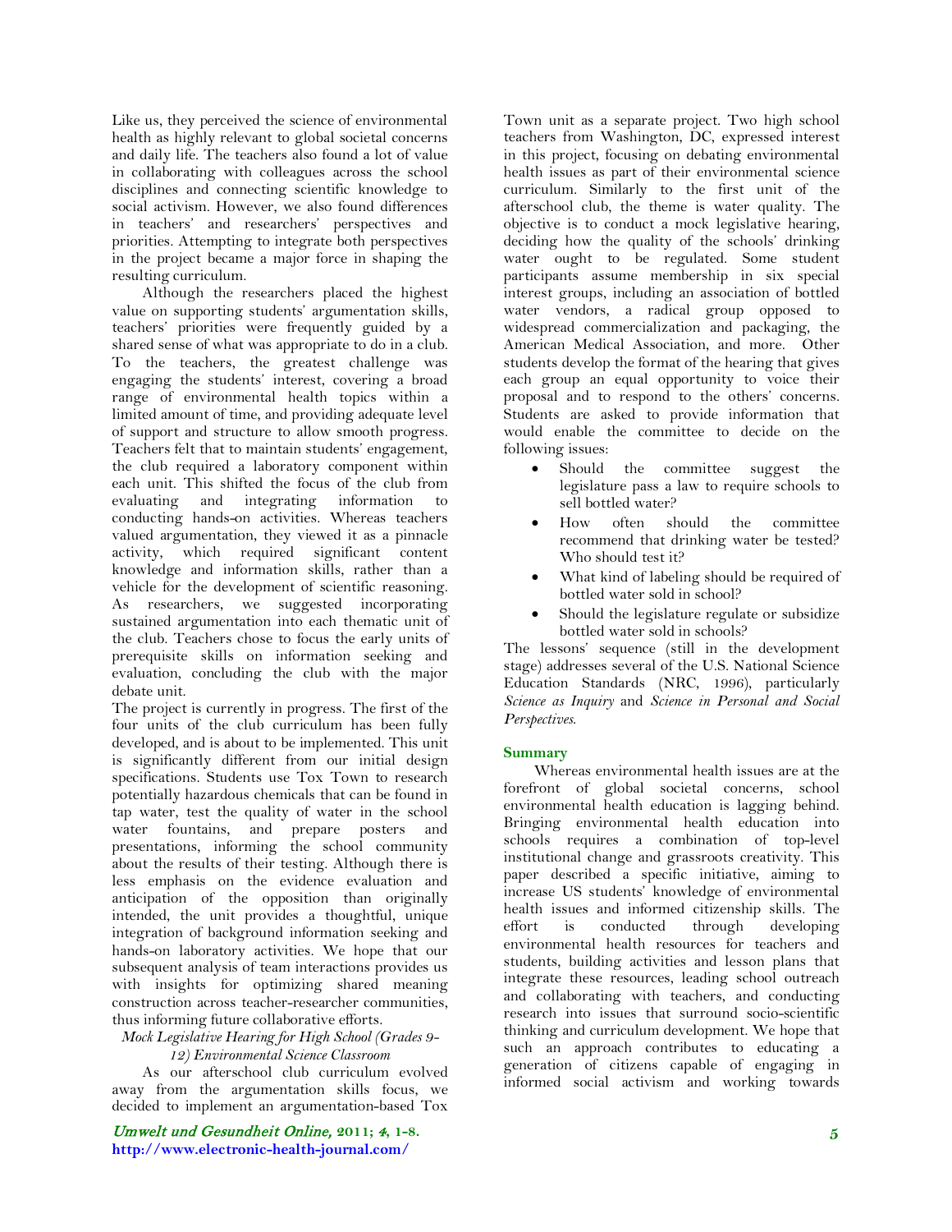Like us, they perceived the science of environmental health as highly relevant to global societal concerns and daily life. The teachers also found a lot of value in collaborating with colleagues across the school disciplines and connecting scientific knowledge to social activism. However, we also found differences in teachers' and researchers' perspectives and priorities. Attempting to integrate both perspectives in the project became a major force in shaping the resulting curriculum.

Although the researchers placed the highest value on supporting students' argumentation skills, teachers' priorities were frequently guided by a shared sense of what was appropriate to do in a club. To the teachers, the greatest challenge was engaging the students' interest, covering a broad range of environmental health topics within a limited amount of time, and providing adequate level of support and structure to allow smooth progress. Teachers felt that to maintain students' engagement, the club required a laboratory component within each unit. This shifted the focus of the club from evaluating and integrating information to conducting hands-on activities. Whereas teachers valued argumentation, they viewed it as a pinnacle activity, which required significant content knowledge and information skills, rather than a vehicle for the development of scientific reasoning. As researchers, we suggested incorporating sustained argumentation into each thematic unit of the club. Teachers chose to focus the early units of prerequisite skills on information seeking and evaluation, concluding the club with the major debate unit.

The project is currently in progress. The first of the four units of the club curriculum has been fully developed, and is about to be implemented. This unit is significantly different from our initial design specifications. Students use Tox Town to research potentially hazardous chemicals that can be found in tap water, test the quality of water in the school water fountains, and prepare posters and presentations, informing the school community about the results of their testing. Although there is less emphasis on the evidence evaluation and anticipation of the opposition than originally intended, the unit provides a thoughtful, unique integration of background information seeking and hands-on laboratory activities. We hope that our subsequent analysis of team interactions provides us with insights for optimizing shared meaning construction across teacher-researcher communities, thus informing future collaborative efforts.

*Mock Legislative Hearing for High School (Grades 9-12) Environmental Science Classroom*

As our afterschool club curriculum evolved away from the argumentation skills focus, we decided to implement an argumentation-based Tox Town unit as a separate project. Two high school teachers from Washington, DC, expressed interest in this project, focusing on debating environmental health issues as part of their environmental science curriculum. Similarly to the first unit of the afterschool club, the theme is water quality. The objective is to conduct a mock legislative hearing, deciding how the quality of the schools' drinking water ought to be regulated. Some student participants assume membership in six special interest groups, including an association of bottled water vendors, a radical group opposed to widespread commercialization and packaging, the American Medical Association, and more. Other students develop the format of the hearing that gives each group an equal opportunity to voice their proposal and to respond to the others' concerns. Students are asked to provide information that would enable the committee to decide on the following issues:

- Should the committee suggest the legislature pass a law to require schools to sell bottled water?
- How often should the committee recommend that drinking water be tested? Who should test it?
- What kind of labeling should be required of bottled water sold in school?
- Should the legislature regulate or subsidize bottled water sold in schools?

The lessons' sequence (still in the development stage) addresses several of the U.S. National Science Education Standards (NRC, 1996), particularly *Science as Inquiry* and *Science in Personal and Social Perspectives*.

## Summary

Whereas environmental health issues are at the forefront of global societal concerns, school environmental health education is lagging behind. Bringing environmental health education into schools requires a combination of top-level institutional change and grassroots creativity. This paper described a specific initiative, aiming to increase US students' knowledge of environmental health issues and informed citizenship skills. The effort is conducted through developing environmental health resources for teachers and students, building activities and lesson plans that integrate these resources, leading school outreach and collaborating with teachers, and conducting research into issues that surround socio-scientific thinking and curriculum development. We hope that such an approach contributes to educating a generation of citizens capable of engaging in informed social activism and working towards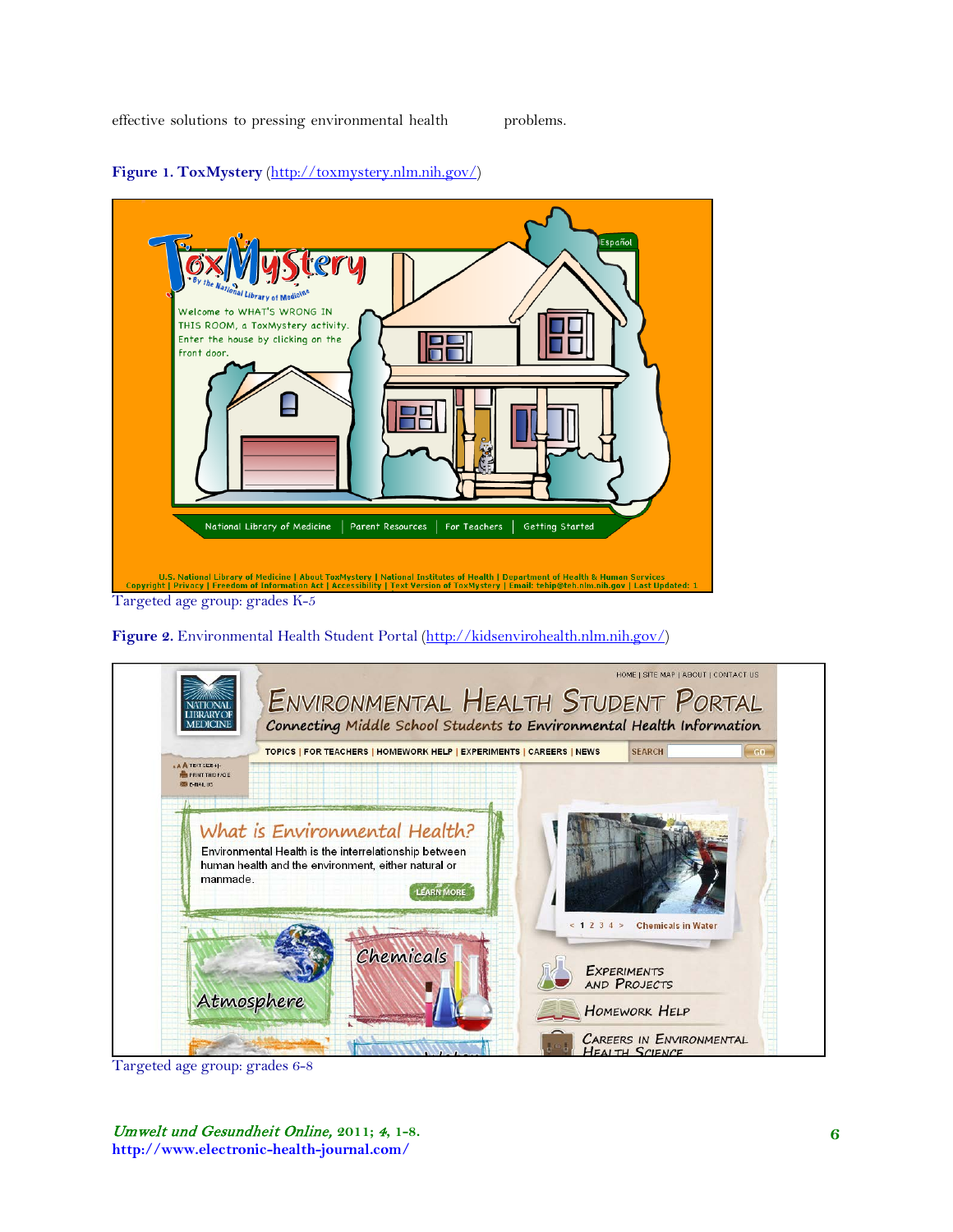effective solutions to pressing environmental health problems.

**Figure 1. ToxMystery** (http://toxmystery.nlm.nih.gov/)

Targeted age group: grades K-5

**Figure 2.** Environmental Health Student Portal (http://kidsenvirohealth.nlm.nih.gov/)

Targeted age group: grades 6-8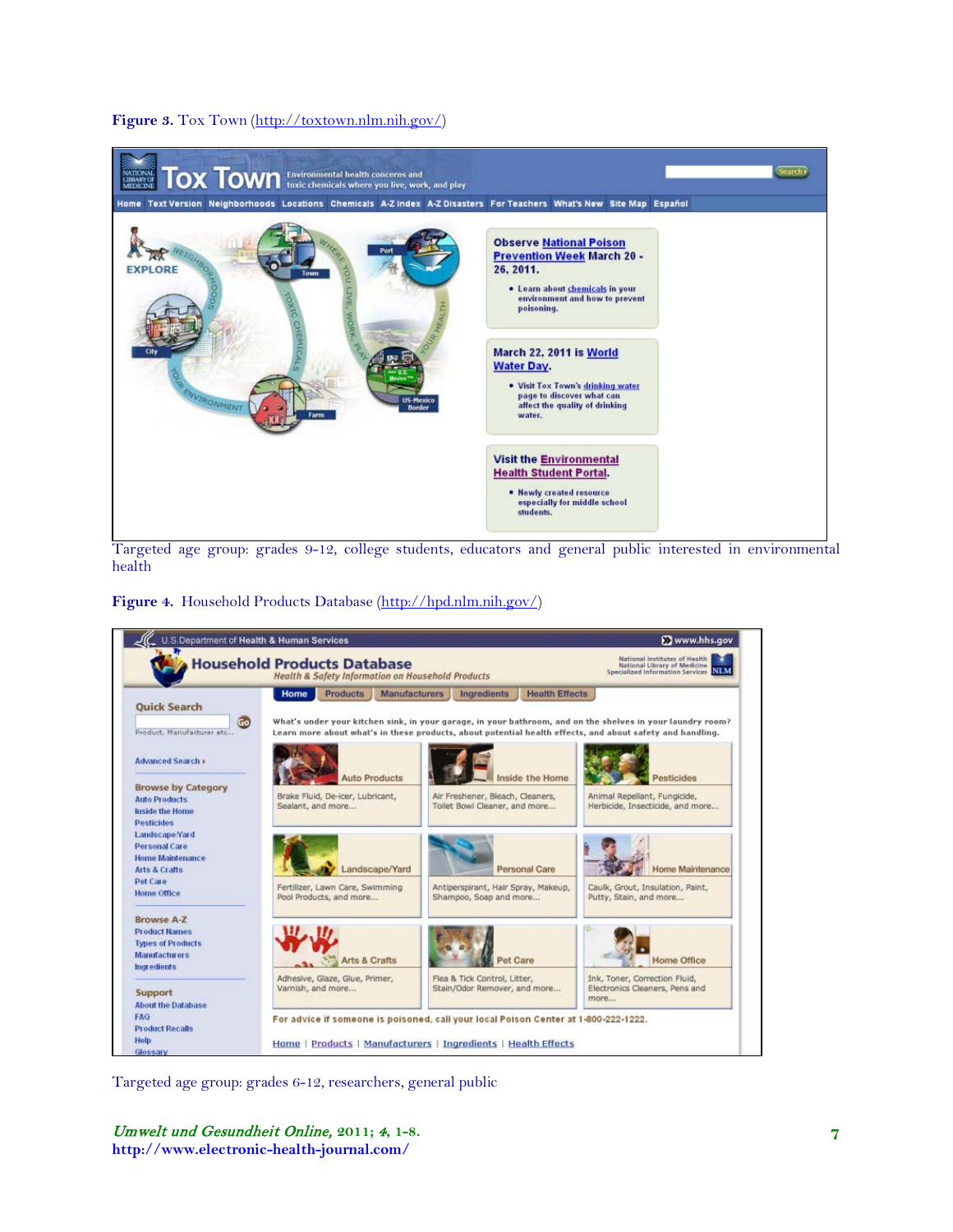**Figure 3.** Tox Town (http://toxtown.nlm.nih.gov/)

Targeted age group: grades 9-12, college students, educators and general public interested in environmental health

**Figure 4.** Household Products Database (http://hpd.nlm.nih.gov/)

Targeted age group: grades 6-12, researchers, general public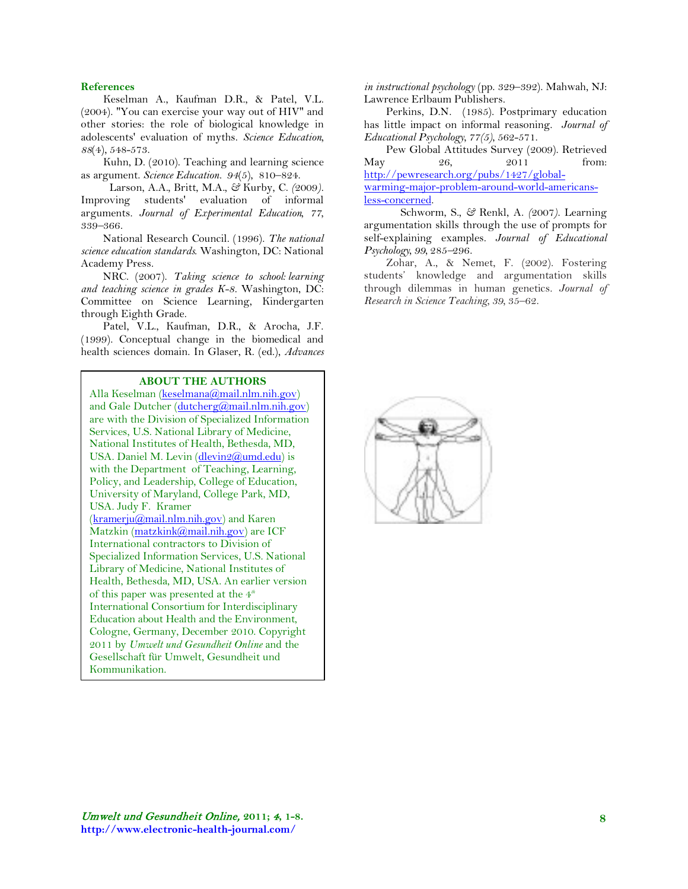## References

Keselman A., Kaufman D.R., & Patel, V.L. (2004). "You can exercise your way out of HIV" and other stories: the role of biological knowledge in adolescents' evaluation of myths. *Science Education*, *88*(4), 548-573.

Kuhn, D. (2010). Teaching and learning science as argument. *Science Education*. *94*(5), 810–824.

Larson, A.A., Britt, M.A., & Kurby, C. (2009). Improving students' evaluation of informal arguments. *Journal of Experimental Education*, *77*, 339–366.

National Research Council. (1996). *The national science education standards*. Washington, DC: National Academy Press.

NRC. (2007). *Taking science to school: learning and teaching science in grades K-8*. Washington, DC: Committee on Science Learning, Kindergarten through Eighth Grade.

Patel, V.L., Kaufman, D.R., & Arocha, J.F. (1999). Conceptual change in the biomedical and health sciences domain. In Glaser, R. (ed.), *Advances in instructional psychology* (pp. 329–392). Mahwah, NJ: Lawrence Erlbaum Publishers.

Perkins, D.N. (1985). Postprimary education has little impact on informal reasoning. *Journal of Educational Psychology*, *77(5)*, 562-571.

Pew Global Attitudes Survey (2009). Retrieved May 26, 2011 from: http://pewresearch.org/pubs/1427/global-warming-major-problem-around-world-americans-less-concerned.

Schworm, S., & Renkl, A. (2007). Learning argumentation skills through the use of prompts for self-explaining examples. *Journal of Educational Psychology*, *99*, 285–296.

Zohar, A., & Nemet, F. (2002). Fostering students' knowledge and argumentation skills through dilemmas in human genetics. *Journal of Research in Science Teaching*, *39*, 35–62.

### ABOUT THE AUTHORS

Alla Keselman (keselmana@mail.nlm.nih.gov) and Gale Dutcher (dutcherg@mail.nlm.nih.gov) are with the Division of Specialized Information Services, U.S. National Library of Medicine, National Institutes of Health, Bethesda, MD, USA. Daniel M. Levin (dlevin2@umd.edu) is with the Department of Teaching, Learning, Policy, and Leadership, College of Education, University of Maryland, College Park, MD, USA. Judy F. Kramer (kramerju@mail.nlm.nih.gov) and Karen Matzkin (matzkink@mail.nih.gov) are ICF International contractors to Division of Specialized Information Services, U.S. National Library of Medicine, National Institutes of Health, Bethesda, MD, USA. An earlier version of this paper was presented at the 4th International Consortium for Interdisciplinary Education about Health and the Environment, Cologne, Germany, December 2010. Copyright 2011 by *Umwelt und Gesundheit Online* and the Gesellschaft für Umwelt, Gesundheit und Kommunikation.